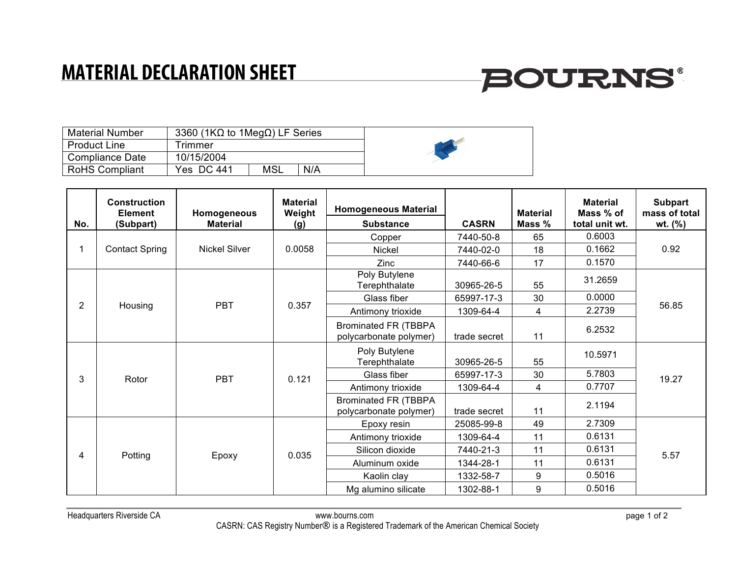# MATERIAL DECLARATION SHEET

BOURNS®

| Material Number | 3360 (1KΩ to 1MegΩ) LF Series | | |
|---|---|---|---|
| Product Line | Trimmer | | |
| Compliance Date | 10/15/2004 | | |
| RoHS Compliant | Yes DC 441 | MSL | N/A |

| No. | Construction Element (Subpart) | Homogeneous Material | Material Weight (g) | Homogeneous Material Substance | CASRN | Material Mass % | Material Mass % of total unit wt. | Subpart mass of total wt. (%) |
|---|---|---|---|---|---|---|---|---|
| 1 | Contact Spring | Nickel Silver | 0.0058 | Copper | 7440-50-8 | 65 | 0.6003 | 0.92 |
| | | | | Nickel | 7440-02-0 | 18 | 0.1662 | |
| | | | | Zinc | 7440-66-6 | 17 | 0.1570 | |
| 2 | Housing | PBT | 0.357 | Poly Butylene Terephthalate | 30965-26-5 | 55 | 31.2659 | 56.85 |
| | | | | Glass fiber | 65997-17-3 | 30 | 0.0000 | |
| | | | | Antimony trioxide | 1309-64-4 | 4 | 2.2739 | |
| | | | | Brominated FR (TBBPA polycarbonate polymer) | trade secret | 11 | 6.2532 | |
| 3 | Rotor | PBT | 0.121 | Poly Butylene Terephthalate | 30965-26-5 | 55 | 10.5971 | 19.27 |
| | | | | Glass fiber | 65997-17-3 | 30 | 5.7803 | |
| | | | | Antimony trioxide | 1309-64-4 | 4 | 0.7707 | |
| | | | | Brominated FR (TBBPA polycarbonate polymer) | trade secret | 11 | 2.1194 | |
| 4 | Potting | Epoxy | 0.035 | Epoxy resin | 25085-99-8 | 49 | 2.7309 | 5.57 |
| | | | | Antimony trioxide | 1309-64-4 | 11 | 0.6131 | |
| | | | | Silicon dioxide | 7440-21-3 | 11 | 0.6131 | |
| | | | | Aluminum oxide | 1344-28-1 | 11 | 0.6131 | |
| | | | | Kaolin clay | 1332-58-7 | 9 | 0.5016 | |
| | | | | Mg alumino silicate | 1302-88-1 | 9 | 0.5016 | |

Headquarters Riverside CA www.bourns.com

CASRN: CAS Registry Number® is a Registered Trademark of the American Chemical Society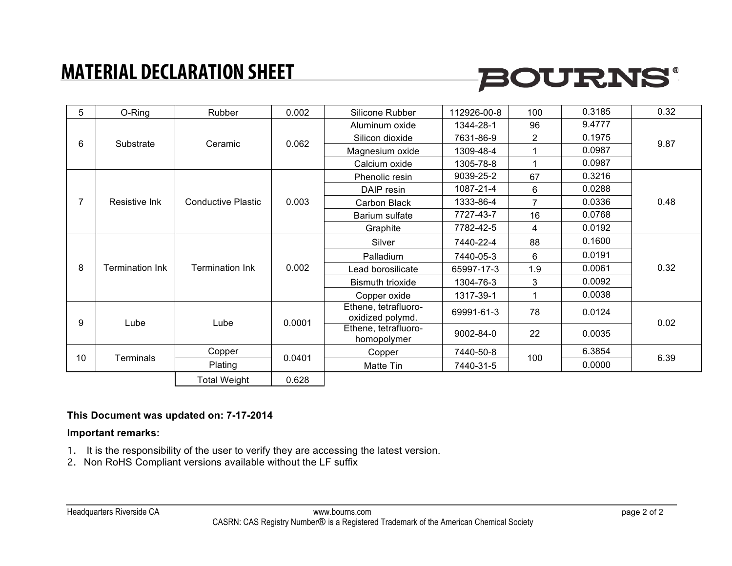# MATERIAL DECLARATION SHEET

| | | | | | | | | |
|---|---|---|---|---|---|---|---|---|
| 5 | O-Ring | Rubber | 0.002 | Silicone Rubber | 112926-00-8 | 100 | 0.3185 | 0.32 |
| 6 | Substrate | Ceramic | 0.062 | Aluminum oxide | 1344-28-1 | 96 | 9.4777 | 9.87 |
| | | | | Silicon dioxide | 7631-86-9 | 2 | 0.1975 | |
| | | | | Magnesium oxide | 1309-48-4 | 1 | 0.0987 | |
| | | | | Calcium oxide | 1305-78-8 | 1 | 0.0987 | |
| 7 | Resistive Ink | Conductive Plastic | 0.003 | Phenolic resin | 9039-25-2 | 67 | 0.3216 | 0.48 |
| | | | | DAIP resin | 1087-21-4 | 6 | 0.0288 | |
| | | | | Carbon Black | 1333-86-4 | 7 | 0.0336 | |
| | | | | Barium sulfate | 7727-43-7 | 16 | 0.0768 | |
| | | | | Graphite | 7782-42-5 | 4 | 0.0192 | |
| 8 | Termination Ink | Termination Ink | 0.002 | Silver | 7440-22-4 | 88 | 0.1600 | 0.32 |
| | | | | Palladium | 7440-05-3 | 6 | 0.0191 | |
| | | | | Lead borosilicate | 65997-17-3 | 1.9 | 0.0061 | |
| | | | | Bismuth trioxide | 1304-76-3 | 3 | 0.0092 | |
| | | | | Copper oxide | 1317-39-1 | 1 | 0.0038 | |
| 9 | Lube | Lube | 0.0001 | Ethene, tetrafluoro-oxidized polymd. | 69991-61-3 | 78 | 0.0124 | 0.02 |
| | | | | Ethene, tetrafluoro-homopolymer | 9002-84-0 | 22 | 0.0035 | |
| 10 | Terminals | Copper | 0.0401 | Copper | 7440-50-8 | 100 | 6.3854 | 6.39 |
| | | Plating | | Matte Tin | 7440-31-5 | | 0.0000 | |
| | | Total Weight | 0.628 | | | | | |

**This Document was updated on: 7-17-2014**

**Important remarks:**

1. It is the responsibility of the user to verify they are accessing the latest version.
2. Non RoHS Compliant versions available without the LF suffix

Headquarters Riverside CA | www.bourns.com

CASRN: CAS Registry Number® is a Registered Trademark of the American Chemical Society